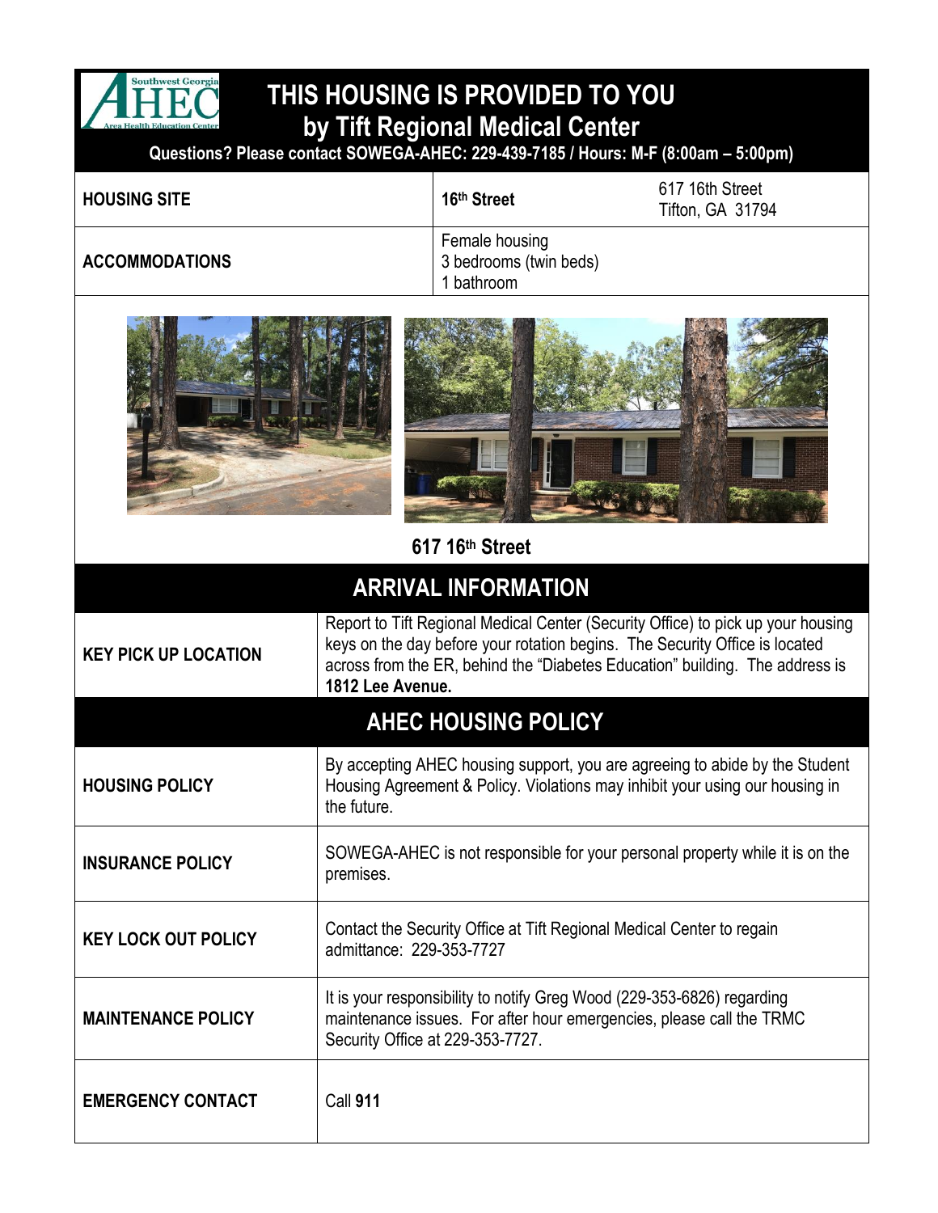# THIS HOUSING IS PROVIDED TO YOU by Tift Regional Medical Center

**Questions? Please contact SOWEGA-AHEC: 229-439-7185 / Hours: M-F (8:00am – 5:00pm)**

| | | |
|---|---|---|
| **HOUSING SITE** | **16th Street** | 617 16th Street<br>Tifton, GA 31794 |
| **ACCOMMODATIONS** | Female housing<br>3 bedrooms (twin beds)<br>1 bathroom | |

**617 16th Street**

## ARRIVAL INFORMATION

| | |
|---|---|
| **KEY PICK UP LOCATION** | Report to Tift Regional Medical Center (Security Office) to pick up your housing keys on the day before your rotation begins. The Security Office is located across from the ER, behind the "Diabetes Education" building. The address is **1812 Lee Avenue.** |

## AHEC HOUSING POLICY

| | |
|---|---|
| **HOUSING POLICY** | By accepting AHEC housing support, you are agreeing to abide by the Student Housing Agreement & Policy. Violations may inhibit your using our housing in the future. |
| **INSURANCE POLICY** | SOWEGA-AHEC is not responsible for your personal property while it is on the premises. |
| **KEY LOCK OUT POLICY** | Contact the Security Office at Tift Regional Medical Center to regain admittance: 229-353-7727 |
| **MAINTENANCE POLICY** | It is your responsibility to notify Greg Wood (229-353-6826) regarding maintenance issues. For after hour emergencies, please call the TRMC Security Office at 229-353-7727. |
| **EMERGENCY CONTACT** | Call **911** |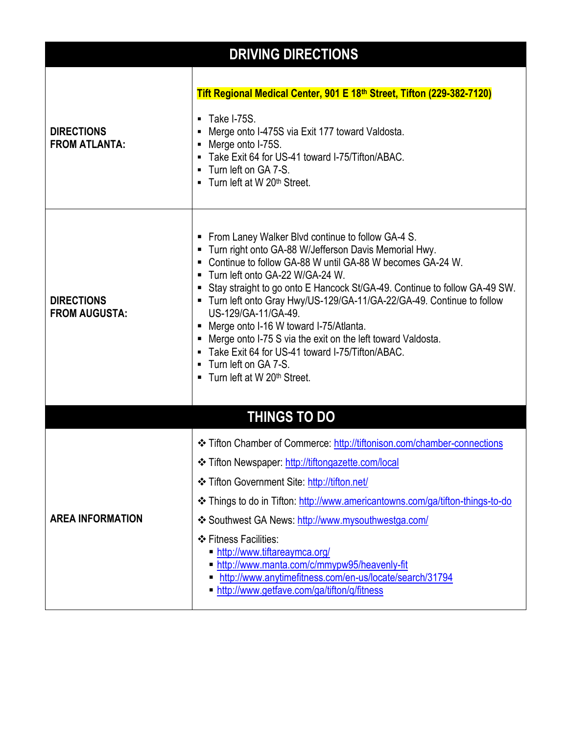## DRIVING DIRECTIONS

| | |
|---|---|
| **DIRECTIONS FROM ATLANTA:** | **Tift Regional Medical Center, 901 E 18th Street, Tifton (229-382-7120)**<br>▪ Take I-75S.<br>▪ Merge onto I-475S via Exit 177 toward Valdosta.<br>▪ Merge onto I-75S.<br>▪ Take Exit 64 for US-41 toward I-75/Tifton/ABAC.<br>▪ Turn left on GA 7-S.<br>▪ Turn left at W 20th Street. |
| **DIRECTIONS FROM AUGUSTA:** | ▪ From Laney Walker Blvd continue to follow GA-4 S.<br>▪ Turn right onto GA-88 W/Jefferson Davis Memorial Hwy.<br>▪ Continue to follow GA-88 W until GA-88 W becomes GA-24 W.<br>▪ Turn left onto GA-22 W/GA-24 W.<br>▪ Stay straight to go onto E Hancock St/GA-49. Continue to follow GA-49 SW.<br>▪ Turn left onto Gray Hwy/US-129/GA-11/GA-22/GA-49. Continue to follow US-129/GA-11/GA-49.<br>▪ Merge onto I-16 W toward I-75/Atlanta.<br>▪ Merge onto I-75 S via the exit on the left toward Valdosta.<br>▪ Take Exit 64 for US-41 toward I-75/Tifton/ABAC.<br>▪ Turn left on GA 7-S.<br>▪ Turn left at W 20th Street. |

## THINGS TO DO

| | |
|---|---|
| **AREA INFORMATION** | ❖ Tifton Chamber of Commerce: http://tiftonison.com/chamber-connections<br>❖ Tifton Newspaper: http://tiftongazette.com/local<br>❖ Tifton Government Site: http://tifton.net/<br>❖ Things to do in Tifton: http://www.americantowns.com/ga/tifton-things-to-do<br>❖ Southwest GA News: http://www.mysouthwestga.com/<br>❖ Fitness Facilities:<br>▪ http://www.tiftareaymca.org/<br>▪ http://www.manta.com/c/mmypw95/heavenly-fit<br>▪ http://www.anytimefitness.com/en-us/locate/search/31794<br>▪ http://www.getfave.com/ga/tifton/q/fitness |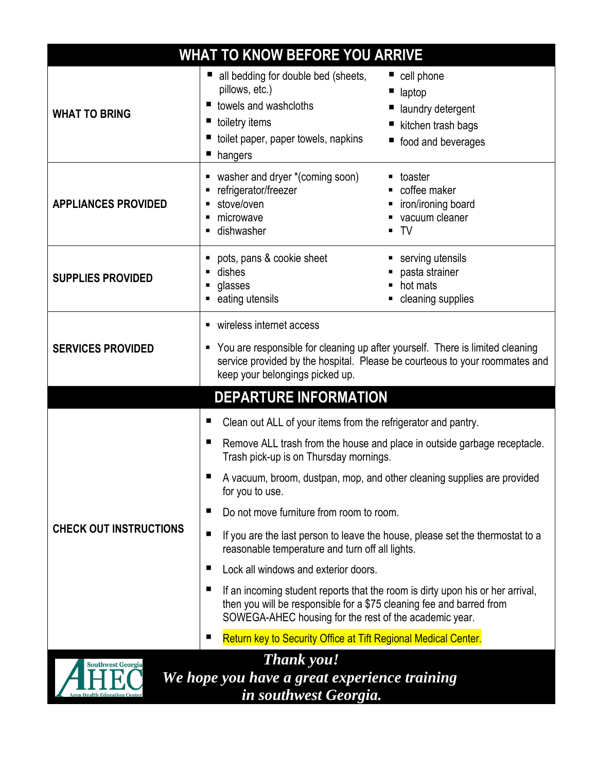## WHAT TO KNOW BEFORE YOU ARRIVE

| | |
|---|---|
| **WHAT TO BRING** | ▪ all bedding for double bed (sheets, pillows, etc.)<br>▪ towels and washcloths<br>▪ toiletry items<br>▪ toilet paper, paper towels, napkins<br>▪ hangers<br>▪ cell phone<br>▪ laptop<br>▪ laundry detergent<br>▪ kitchen trash bags<br>▪ food and beverages |
| **APPLIANCES PROVIDED** | ▪ washer and dryer *(coming soon)<br>▪ refrigerator/freezer<br>▪ stove/oven<br>▪ microwave<br>▪ dishwasher<br>▪ toaster<br>▪ coffee maker<br>▪ iron/ironing board<br>▪ vacuum cleaner<br>▪ TV |
| **SUPPLIES PROVIDED** | ▪ pots, pans & cookie sheet<br>▪ dishes<br>▪ glasses<br>▪ eating utensils<br>▪ serving utensils<br>▪ pasta strainer<br>▪ hot mats<br>▪ cleaning supplies |
| **SERVICES PROVIDED** | ▪ wireless internet access<br>▪ You are responsible for cleaning up after yourself. There is limited cleaning service provided by the hospital. Please be courteous to your roommates and keep your belongings picked up. |

## DEPARTURE INFORMATION

| | |
|---|---|
| **CHECK OUT INSTRUCTIONS** | ▪ Clean out ALL of your items from the refrigerator and pantry.<br>▪ Remove ALL trash from the house and place in outside garbage receptacle. Trash pick-up is on Thursday mornings.<br>▪ A vacuum, broom, dustpan, mop, and other cleaning supplies are provided for you to use.<br>▪ Do not move furniture from room to room.<br>▪ If you are the last person to leave the house, please set the thermostat to a reasonable temperature and turn off all lights.<br>▪ Lock all windows and exterior doors.<br>▪ If an incoming student reports that the room is dirty upon his or her arrival, then you will be responsible for a $75 cleaning fee and barred from SOWEGA-AHEC housing for the rest of the academic year.<br>▪ Return key to Security Office at Tift Regional Medical Center. |

Southwest Georgia AHEC Area Health Education Center

***Thank you!***
***We hope you have a great experience training in southwest Georgia.***